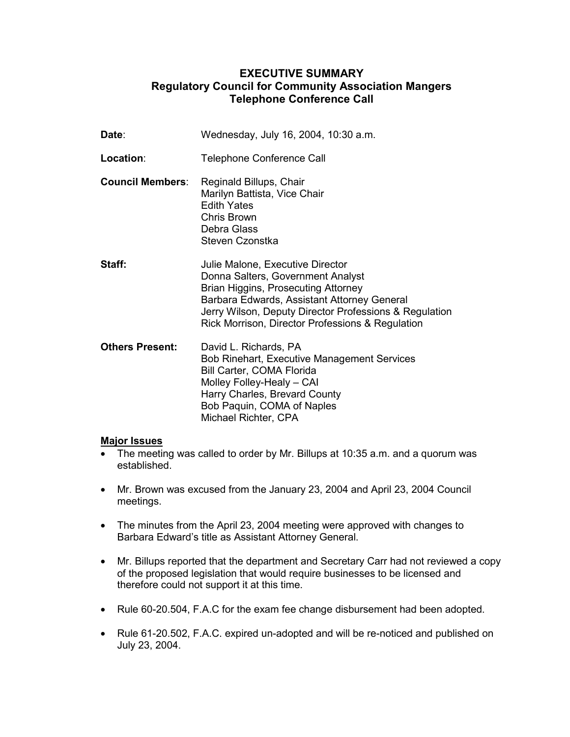# EXECUTIVE SUMMARY
## Regulatory Council for Community Association Mangers
## Telephone Conference Call

**Date**: Wednesday, July 16, 2004, 10:30 a.m.

**Location**: Telephone Conference Call

**Council Members**:
Reginald Billups, Chair
Marilyn Battista, Vice Chair
Edith Yates
Chris Brown
Debra Glass
Steven Czonstka

**Staff:**
Julie Malone, Executive Director
Donna Salters, Government Analyst
Brian Higgins, Prosecuting Attorney
Barbara Edwards, Assistant Attorney General
Jerry Wilson, Deputy Director Professions & Regulation
Rick Morrison, Director Professions & Regulation

**Others Present:**
David L. Richards, PA
Bob Rinehart, Executive Management Services
Bill Carter, COMA Florida
Molley Folley-Healy – CAI
Harry Charles, Brevard County
Bob Paquin, COMA of Naples
Michael Richter, CPA

**Major Issues**

- The meeting was called to order by Mr. Billups at 10:35 a.m. and a quorum was established.
- Mr. Brown was excused from the January 23, 2004 and April 23, 2004 Council meetings.
- The minutes from the April 23, 2004 meeting were approved with changes to Barbara Edward's title as Assistant Attorney General.
- Mr. Billups reported that the department and Secretary Carr had not reviewed a copy of the proposed legislation that would require businesses to be licensed and therefore could not support it at this time.
- Rule 60-20.504, F.A.C for the exam fee change disbursement had been adopted.
- Rule 61-20.502, F.A.C. expired un-adopted and will be re-noticed and published on July 23, 2004.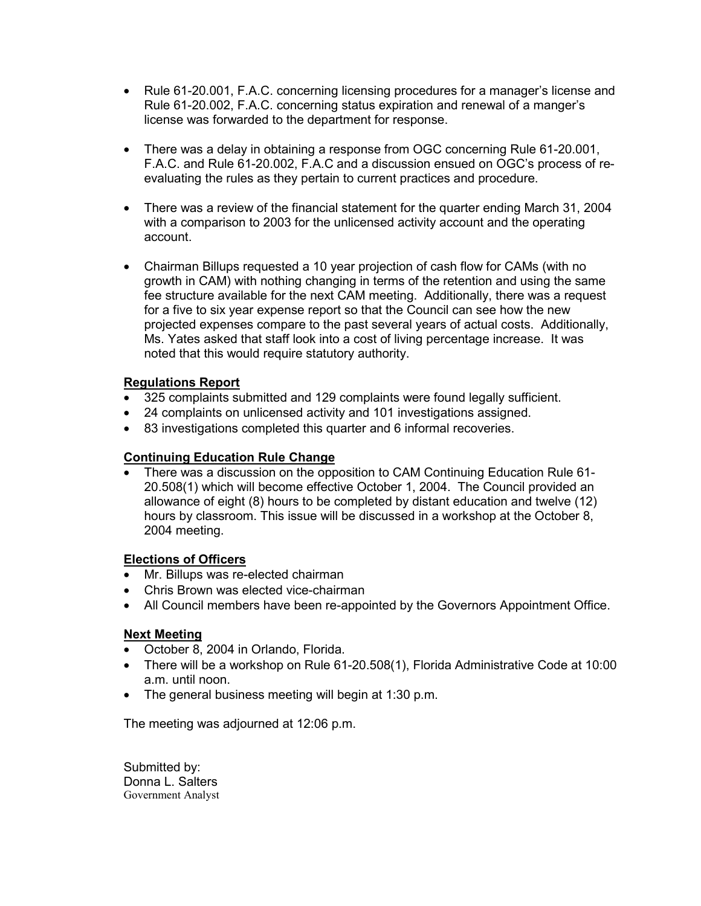- Rule 61-20.001, F.A.C. concerning licensing procedures for a manager's license and Rule 61-20.002, F.A.C. concerning status expiration and renewal of a manger's license was forwarded to the department for response.

- There was a delay in obtaining a response from OGC concerning Rule 61-20.001, F.A.C. and Rule 61-20.002, F.A.C and a discussion ensued on OGC's process of re-evaluating the rules as they pertain to current practices and procedure.

- There was a review of the financial statement for the quarter ending March 31, 2004 with a comparison to 2003 for the unlicensed activity account and the operating account.

- Chairman Billups requested a 10 year projection of cash flow for CAMs (with no growth in CAM) with nothing changing in terms of the retention and using the same fee structure available for the next CAM meeting. Additionally, there was a request for a five to six year expense report so that the Council can see how the new projected expenses compare to the past several years of actual costs. Additionally, Ms. Yates asked that staff look into a cost of living percentage increase. It was noted that this would require statutory authority.

**Regulations Report**

- 325 complaints submitted and 129 complaints were found legally sufficient.
- 24 complaints on unlicensed activity and 101 investigations assigned.
- 83 investigations completed this quarter and 6 informal recoveries.

**Continuing Education Rule Change**

- There was a discussion on the opposition to CAM Continuing Education Rule 61-20.508(1) which will become effective October 1, 2004. The Council provided an allowance of eight (8) hours to be completed by distant education and twelve (12) hours by classroom. This issue will be discussed in a workshop at the October 8, 2004 meeting.

**Elections of Officers**

- Mr. Billups was re-elected chairman
- Chris Brown was elected vice-chairman
- All Council members have been re-appointed by the Governors Appointment Office.

**Next Meeting**

- October 8, 2004 in Orlando, Florida.
- There will be a workshop on Rule 61-20.508(1), Florida Administrative Code at 10:00 a.m. until noon.
- The general business meeting will begin at 1:30 p.m.

The meeting was adjourned at 12:06 p.m.

Submitted by:
Donna L. Salters
Government Analyst